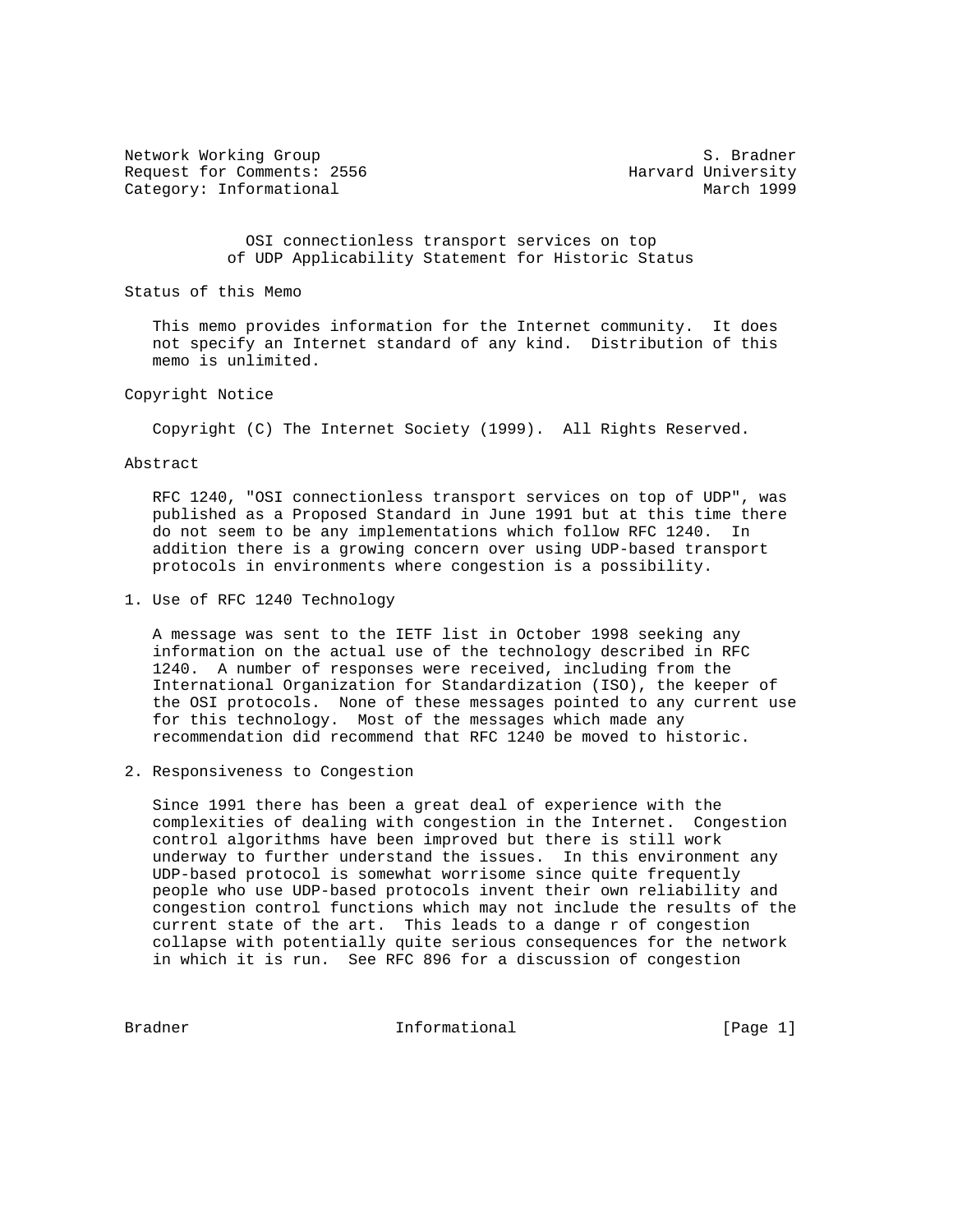Network Working Group S. Bradner
Request for Comments: 2556 Harvard University
Category: Informational March 1999

# OSI connectionless transport services on top of UDP Applicability Statement for Historic Status

## Status of this Memo

This memo provides information for the Internet community. It does not specify an Internet standard of any kind. Distribution of this memo is unlimited.

## Copyright Notice

Copyright (C) The Internet Society (1999). All Rights Reserved.

## Abstract

RFC 1240, "OSI connectionless transport services on top of UDP", was published as a Proposed Standard in June 1991 but at this time there do not seem to be any implementations which follow RFC 1240. In addition there is a growing concern over using UDP-based transport protocols in environments where congestion is a possibility.

## 1. Use of RFC 1240 Technology

A message was sent to the IETF list in October 1998 seeking any information on the actual use of the technology described in RFC 1240. A number of responses were received, including from the International Organization for Standardization (ISO), the keeper of the OSI protocols. None of these messages pointed to any current use for this technology. Most of the messages which made any recommendation did recommend that RFC 1240 be moved to historic.

## 2. Responsiveness to Congestion

Since 1991 there has been a great deal of experience with the complexities of dealing with congestion in the Internet. Congestion control algorithms have been improved but there is still work underway to further understand the issues. In this environment any UDP-based protocol is somewhat worrisome since quite frequently people who use UDP-based protocols invent their own reliability and congestion control functions which may not include the results of the current state of the art. This leads to a dange r of congestion collapse with potentially quite serious consequences for the network in which it is run. See RFC 896 for a discussion of congestion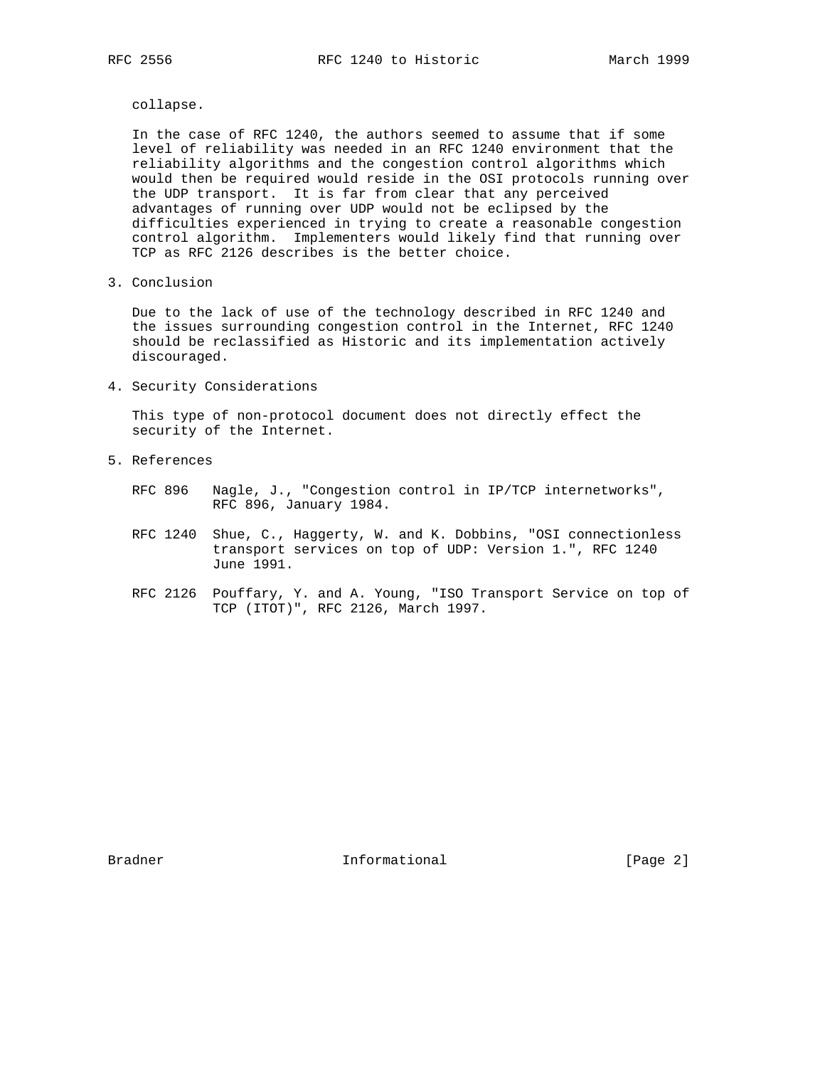collapse.

In the case of RFC 1240, the authors seemed to assume that if some level of reliability was needed in an RFC 1240 environment that the reliability algorithms and the congestion control algorithms which would then be required would reside in the OSI protocols running over the UDP transport. It is far from clear that any perceived advantages of running over UDP would not be eclipsed by the difficulties experienced in trying to create a reasonable congestion control algorithm. Implementers would likely find that running over TCP as RFC 2126 describes is the better choice.

## 3. Conclusion

Due to the lack of use of the technology described in RFC 1240 and the issues surrounding congestion control in the Internet, RFC 1240 should be reclassified as Historic and its implementation actively discouraged.

## 4. Security Considerations

This type of non-protocol document does not directly effect the security of the Internet.

## 5. References

RFC 896 Nagle, J., "Congestion control in IP/TCP internetworks", RFC 896, January 1984.

RFC 1240 Shue, C., Haggerty, W. and K. Dobbins, "OSI connectionless transport services on top of UDP: Version 1.", RFC 1240 June 1991.

RFC 2126 Pouffary, Y. and A. Young, "ISO Transport Service on top of TCP (ITOT)", RFC 2126, March 1997.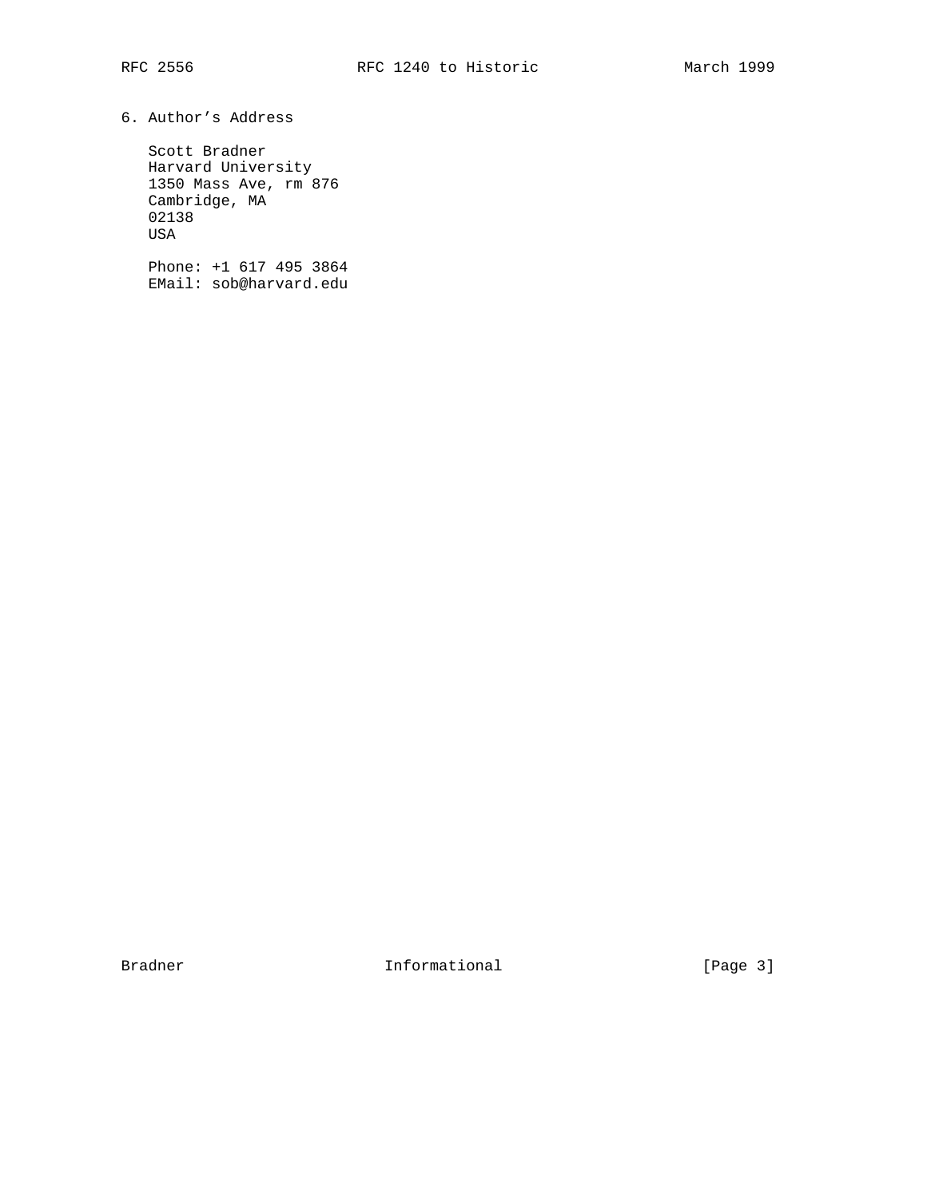## 6. Author's Address

Scott Bradner
Harvard University
1350 Mass Ave, rm 876
Cambridge, MA
02138
USA

Phone: +1 617 495 3864
EMail: sob@harvard.edu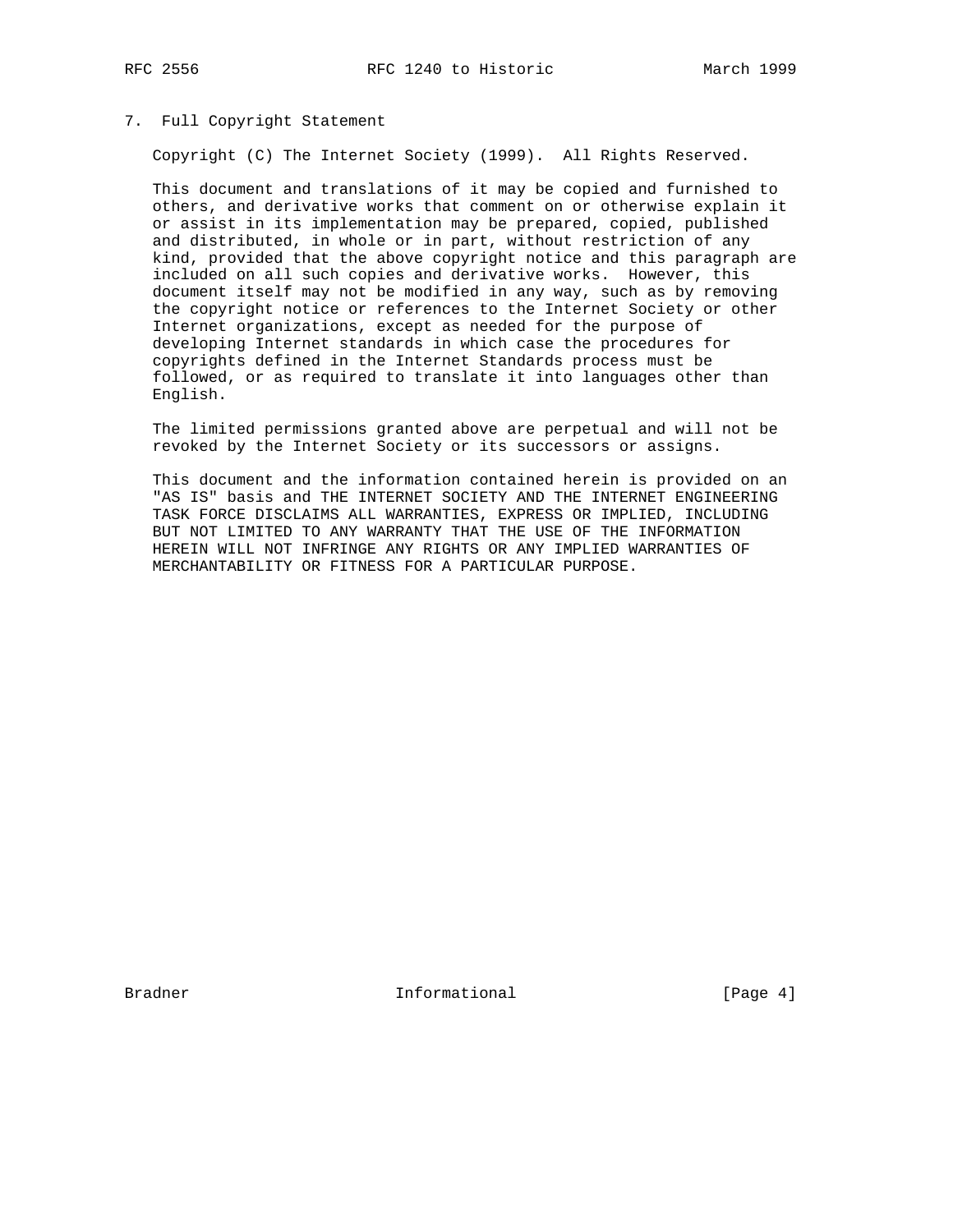## 7. Full Copyright Statement

Copyright (C) The Internet Society (1999). All Rights Reserved.

This document and translations of it may be copied and furnished to others, and derivative works that comment on or otherwise explain it or assist in its implementation may be prepared, copied, published and distributed, in whole or in part, without restriction of any kind, provided that the above copyright notice and this paragraph are included on all such copies and derivative works. However, this document itself may not be modified in any way, such as by removing the copyright notice or references to the Internet Society or other Internet organizations, except as needed for the purpose of developing Internet standards in which case the procedures for copyrights defined in the Internet Standards process must be followed, or as required to translate it into languages other than English.

The limited permissions granted above are perpetual and will not be revoked by the Internet Society or its successors or assigns.

This document and the information contained herein is provided on an "AS IS" basis and THE INTERNET SOCIETY AND THE INTERNET ENGINEERING TASK FORCE DISCLAIMS ALL WARRANTIES, EXPRESS OR IMPLIED, INCLUDING BUT NOT LIMITED TO ANY WARRANTY THAT THE USE OF THE INFORMATION HEREIN WILL NOT INFRINGE ANY RIGHTS OR ANY IMPLIED WARRANTIES OF MERCHANTABILITY OR FITNESS FOR A PARTICULAR PURPOSE.